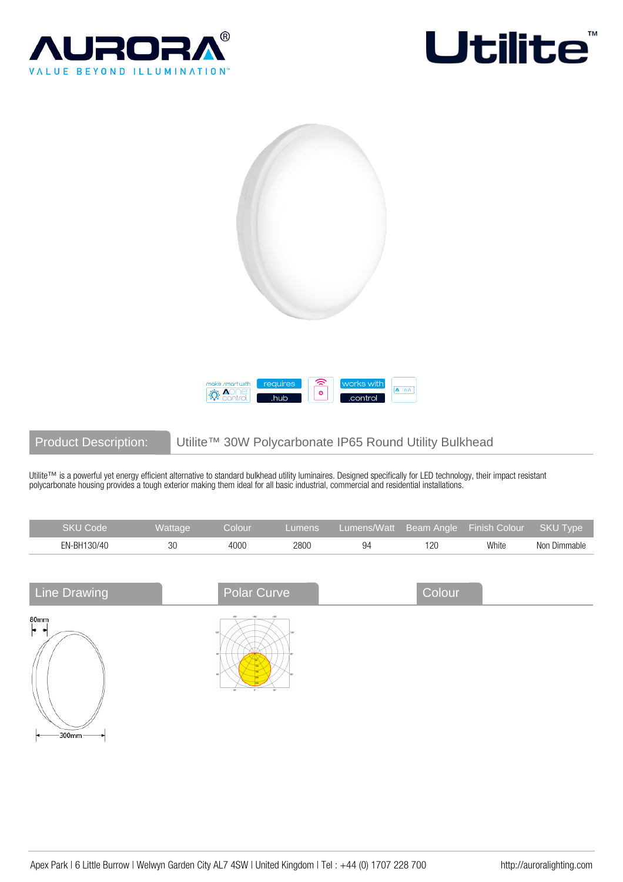# AURORA®

VALUE BEYOND ILLUMINATION™

# Utilite™

make smart with Aone control | requires .hub | works with .control

## Product Description:

Utilite™ 30W Polycarbonate IP65 Round Utility Bulkhead

Utilite™ is a powerful yet energy efficient alternative to standard bulkhead utility luminaires. Designed specifically for LED technology, their impact resistant polycarbonate housing provides a tough exterior making them ideal for all basic industrial, commercial and residential installations.

| SKU Code | Wattage | Colour | Lumens | Lumens/Watt | Beam Angle | Finish Colour | SKU Type |
|---|---|---|---|---|---|---|---|
| EN-BH130/40 | 30 | 4000 | 2800 | 94 | 120 | White | Non Dimmable |

## Line Drawing

80mm

300mm

## Polar Curve

## Colour

Apex Park | 6 Little Burrow | Welwyn Garden City AL7 4SW | United Kingdom | Tel : +44 (0) 1707 228 700

http://auroralighting.com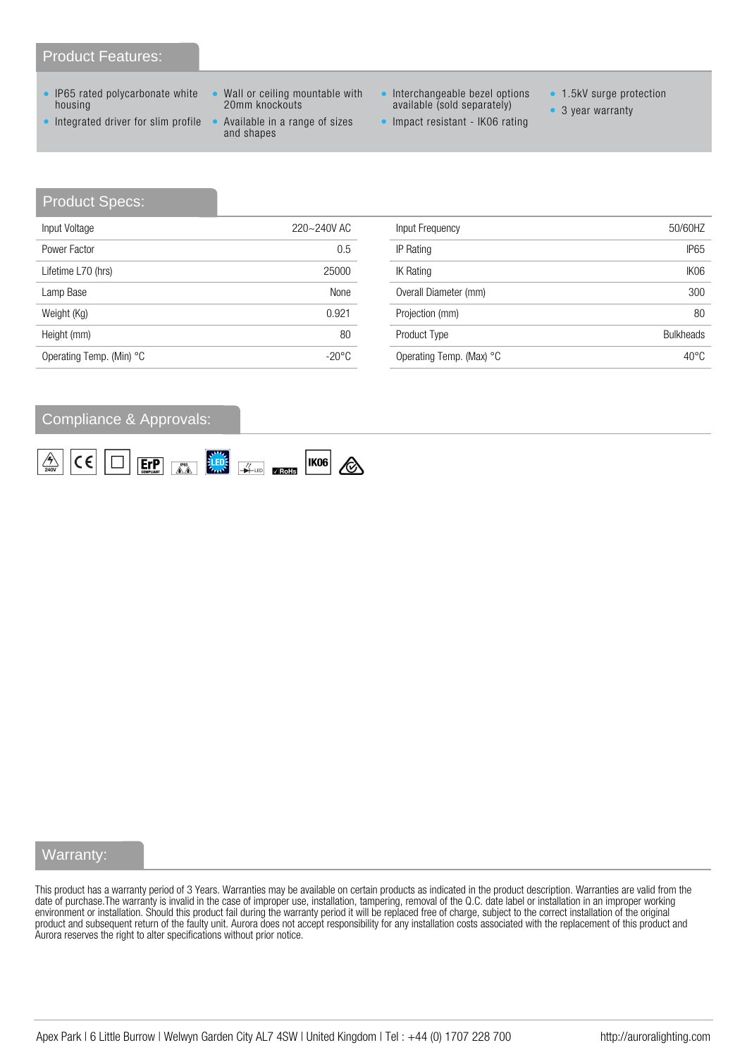## Product Features:

- IP65 rated polycarbonate white housing
- Integrated driver for slim profile
- Wall or ceiling mountable with 20mm knockouts
- Available in a range of sizes and shapes
- Interchangeable bezel options available (sold separately)
- Impact resistant - IK06 rating
- 1.5kV surge protection
- 3 year warranty

## Product Specs:

| | | | |
|---|---|---|---|
| Input Voltage | 220~240V AC | Input Frequency | 50/60HZ |
| Power Factor | 0.5 | IP Rating | IP65 |
| Lifetime L70 (hrs) | 25000 | IK Rating | IK06 |
| Lamp Base | None | Overall Diameter (mm) | 300 |
| Weight (Kg) | 0.921 | Projection (mm) | 80 |
| Height (mm) | 80 | Product Type | Bulkheads |
| Operating Temp. (Min) °C | -20°C | Operating Temp. (Max) °C | 40°C |

## Compliance & Approvals:

240V CE ErP COMPLIANT IP65 LED RoHS IK06

## Warranty:

This product has a warranty period of 3 Years. Warranties may be available on certain products as indicated in the product description. Warranties are valid from the date of purchase.The warranty is invalid in the case of improper use, installation, tampering, removal of the Q.C. date label or installation in an improper working environment or installation. Should this product fail during the warranty period it will be replaced free of charge, subject to the correct installation of the original product and subsequent return of the faulty unit. Aurora does not accept responsibility for any installation costs associated with the replacement of this product and Aurora reserves the right to alter specifications without prior notice.

Apex Park | 6 Little Burrow | Welwyn Garden City AL7 4SW | United Kingdom | Tel : +44 (0) 1707 228 700 http://auroralighting.com